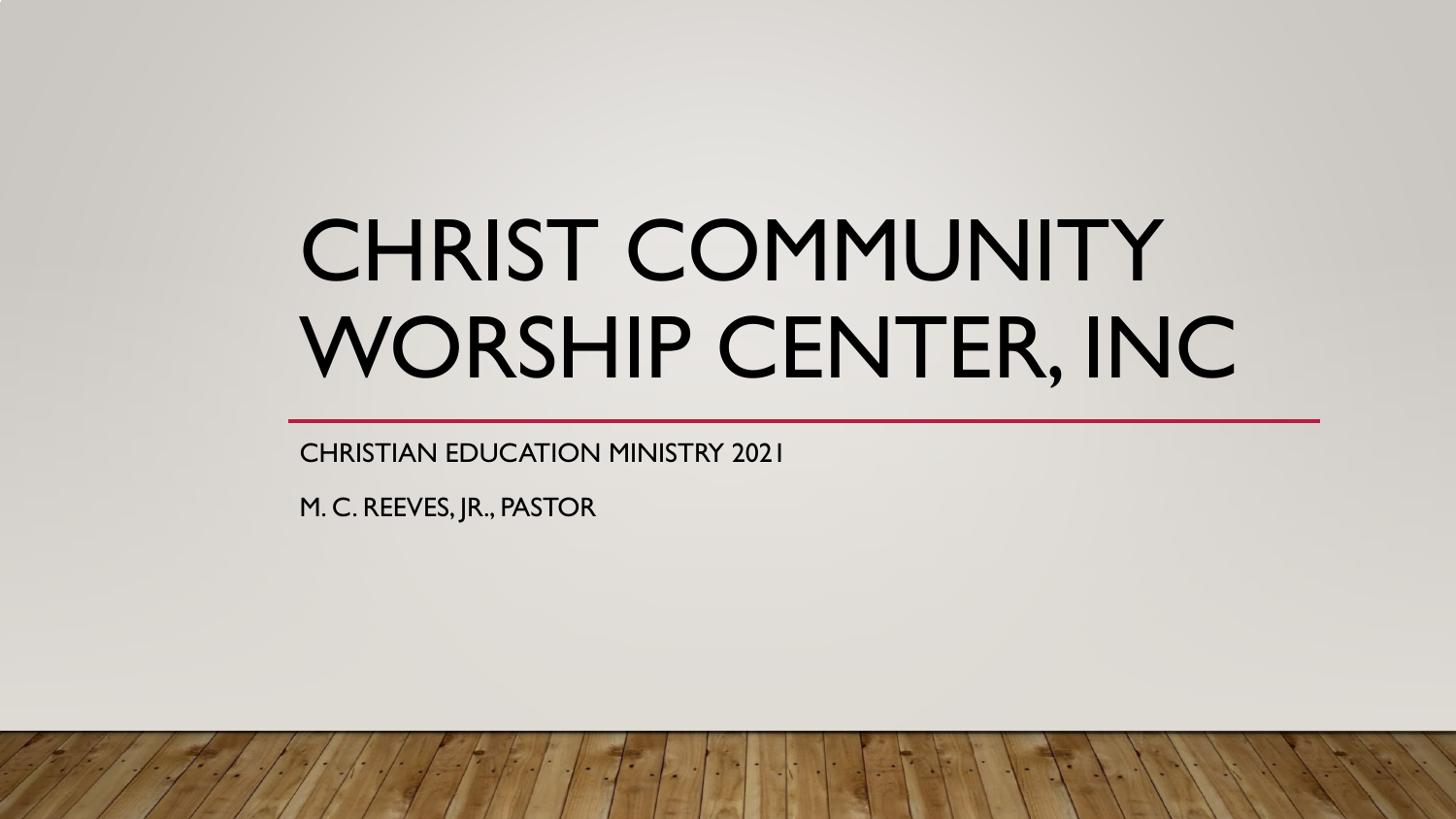# CHRIST COMMUNITY WORSHIP CENTER, INC

CHRISTIAN EDUCATION MINISTRY 2021

M. C. REEVES, JR., PASTOR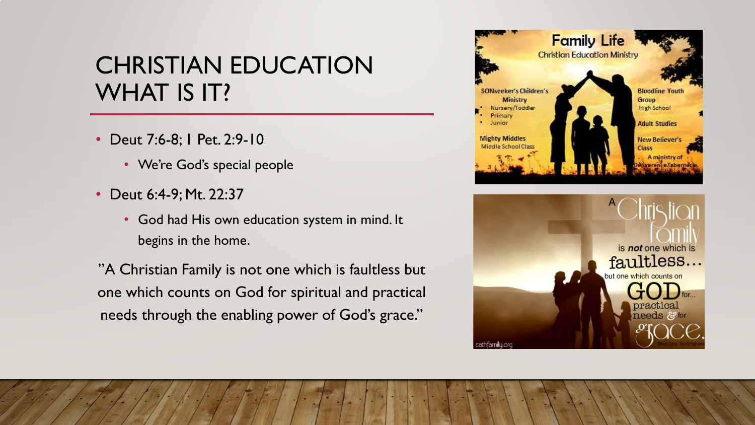# CHRISTIAN EDUCATION WHAT IS IT?

- Deut 7:6-8; I Pet. 2:9-10
  - We're God's special people
- Deut 6:4-9; Mt. 22:37
  - God had His own education system in mind. It begins in the home.

"A Christian Family is not one which is faultless but one which counts on God for spiritual and practical needs through the enabling power of God's grace."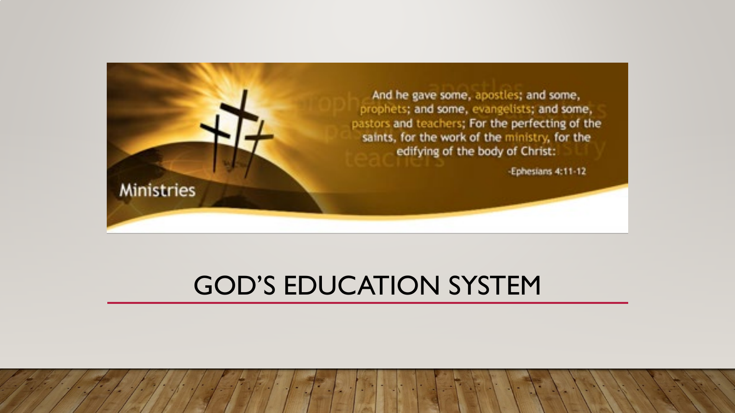Ministries

And he gave some, apostles; and some, prophets; and some, evangelists; and some, pastors and teachers; For the perfecting of the saints, for the work of the ministry, for the edifying of the body of Christ:

-Ephesians 4:11-12

# GOD'S EDUCATION SYSTEM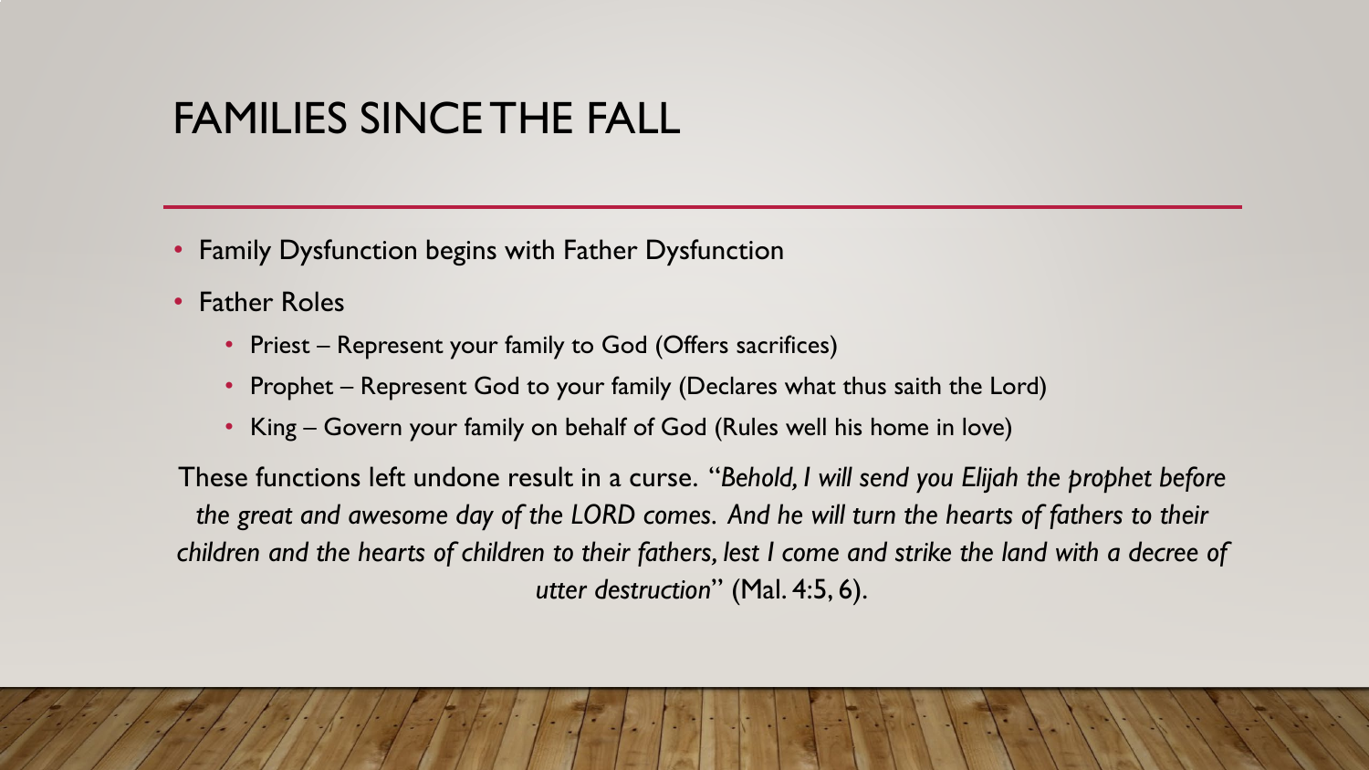# FAMILIES SINCE THE FALL

- Family Dysfunction begins with Father Dysfunction
- Father Roles
  - Priest – Represent your family to God (Offers sacrifices)
  - Prophet – Represent God to your family (Declares what thus saith the Lord)
  - King – Govern your family on behalf of God (Rules well his home in love)

These functions left undone result in a curse. "*Behold, I will send you Elijah the prophet before the great and awesome day of the LORD comes. And he will turn the hearts of fathers to their children and the hearts of children to their fathers, lest I come and strike the land with a decree of utter destruction*" (Mal. 4:5, 6).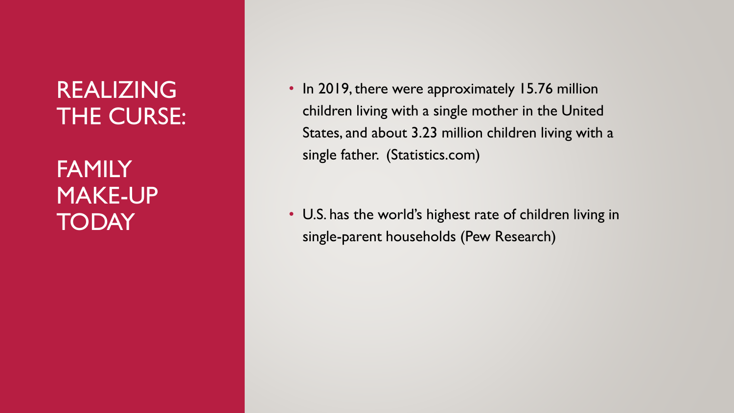# REALIZING THE CURSE:

# FAMILY MAKE-UP TODAY

- In 2019, there were approximately 15.76 million children living with a single mother in the United States, and about 3.23 million children living with a single father. (Statistics.com)
- U.S. has the world's highest rate of children living in single-parent households (Pew Research)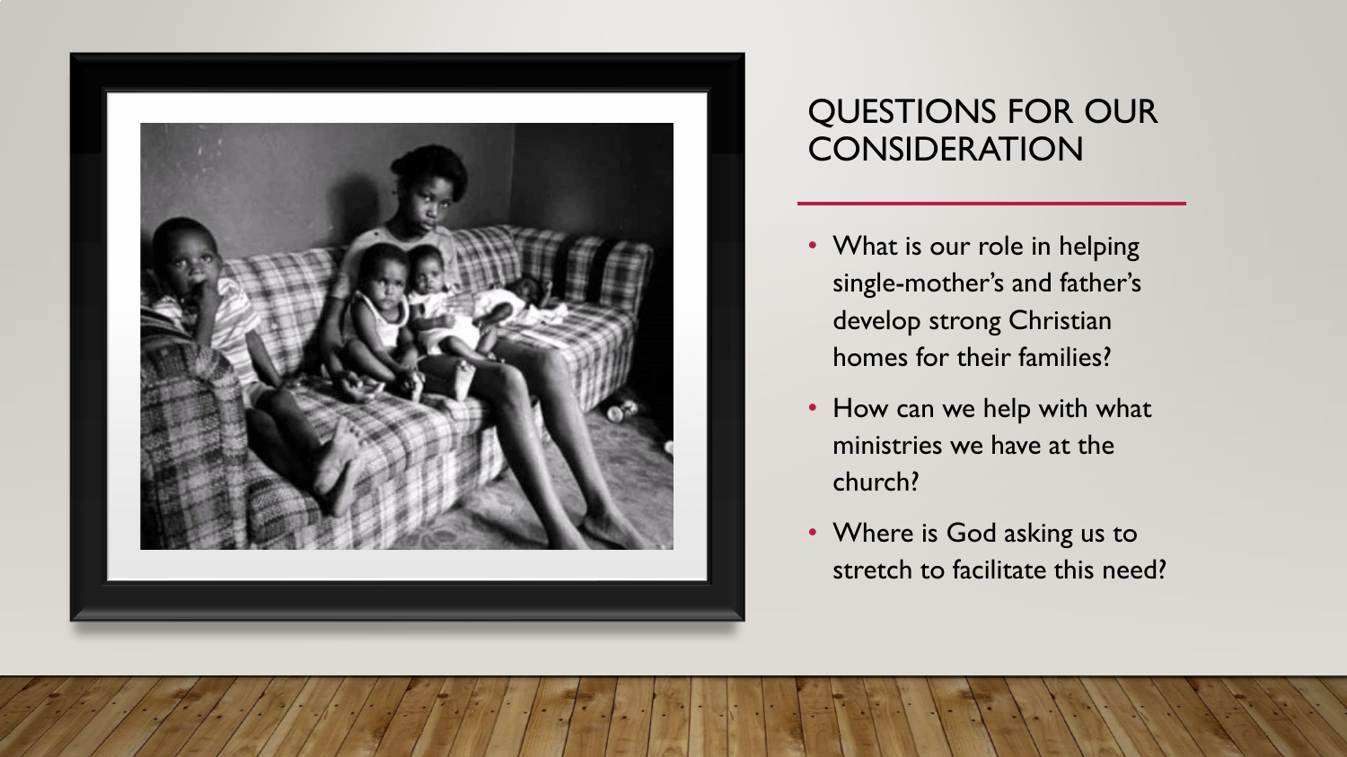## QUESTIONS FOR OUR CONSIDERATION

- What is our role in helping single-mother's and father's develop strong Christian homes for their families?
- How can we help with what ministries we have at the church?
- Where is God asking us to stretch to facilitate this need?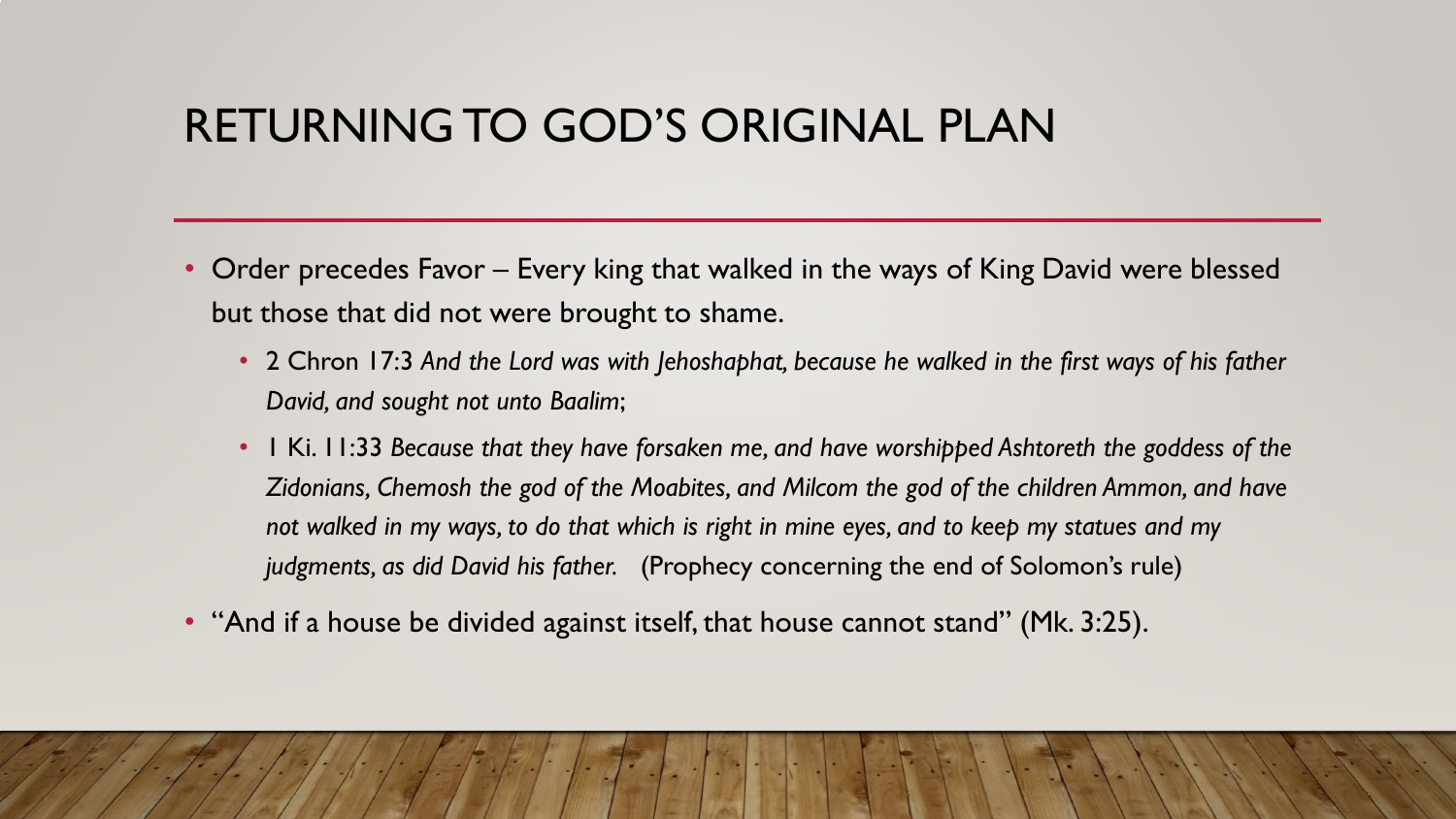# RETURNING TO GOD'S ORIGINAL PLAN

- Order precedes Favor – Every king that walked in the ways of King David were blessed but those that did not were brought to shame.
  - 2 Chron 17:3 *And the Lord was with Jehoshaphat, because he walked in the first ways of his father David, and sought not unto Baalim*;
  - 1 Ki. 11:33 *Because that they have forsaken me, and have worshipped Ashtoreth the goddess of the Zidonians, Chemosh the god of the Moabites, and Milcom the god of the children Ammon, and have not walked in my ways, to do that which is right in mine eyes, and to keep my statues and my judgments, as did David his father.* (Prophecy concerning the end of Solomon's rule)
- "And if a house be divided against itself, that house cannot stand" (Mk. 3:25).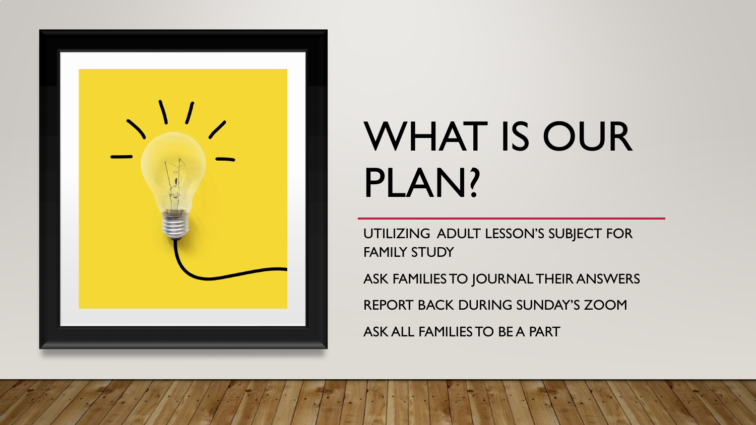# WHAT IS OUR PLAN?

UTILIZING ADULT LESSON'S SUBJECT FOR FAMILY STUDY

ASK FAMILIES TO JOURNAL THEIR ANSWERS

REPORT BACK DURING SUNDAY'S ZOOM

ASK ALL FAMILIES TO BE A PART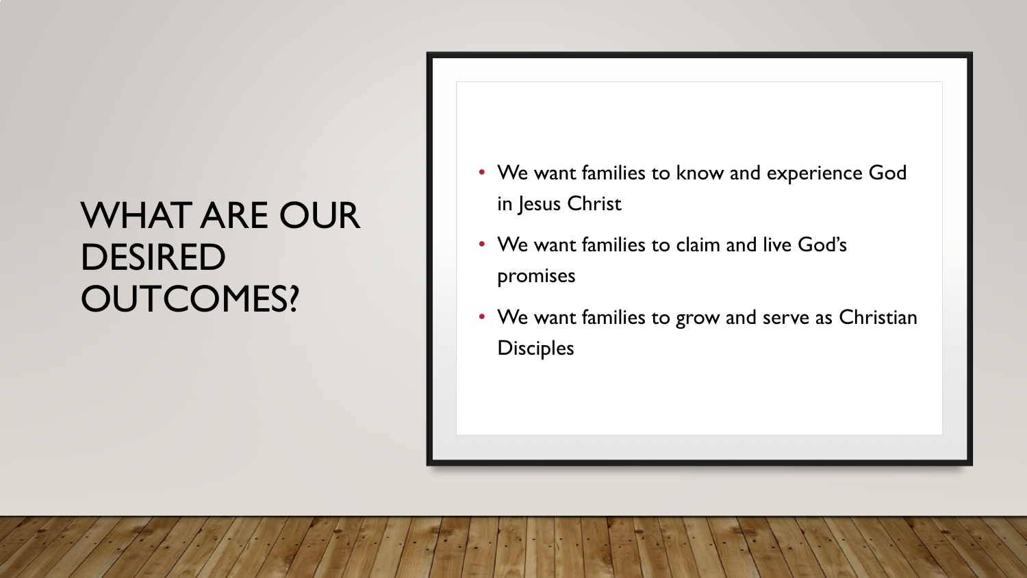# WHAT ARE OUR DESIRED OUTCOMES?

- We want families to know and experience God in Jesus Christ
- We want families to claim and live God's promises
- We want families to grow and serve as Christian Disciples